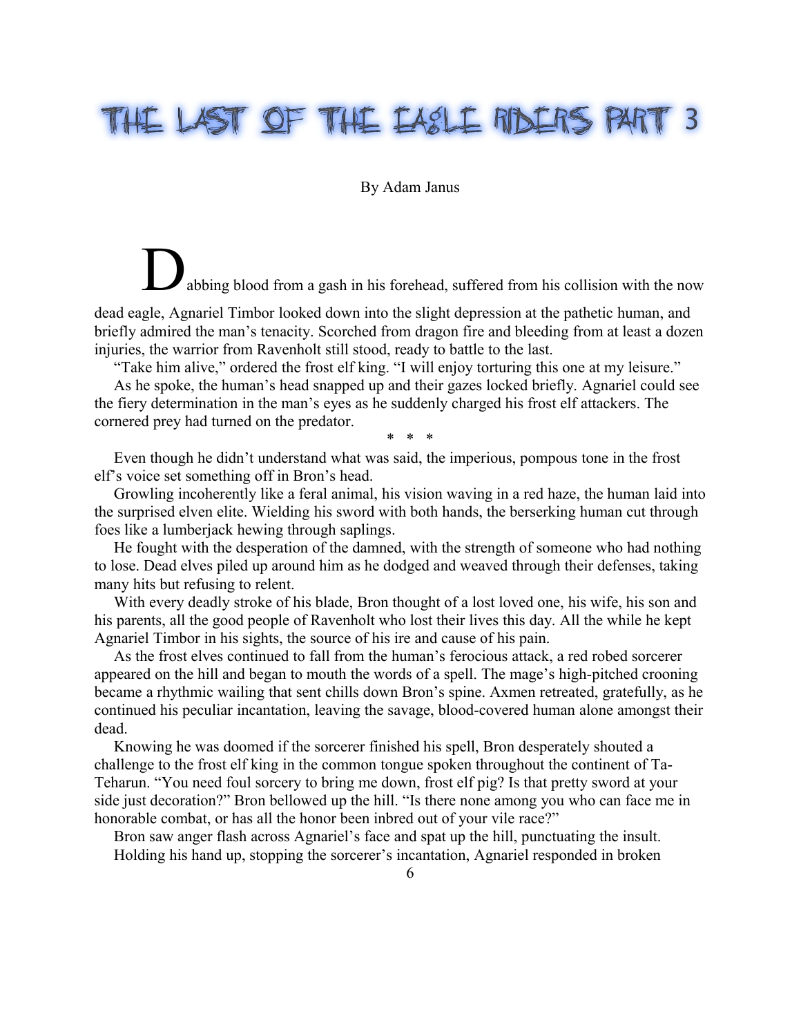# THE LAST OF THE EAGLE RIDERS PART 3

By Adam Janus

Dabbing blood from a gash in his forehead, suffered from his collision with the now dead eagle, Agnariel Timbor looked down into the slight depression at the pathetic human, and briefly admired the man's tenacity. Scorched from dragon fire and bleeding from at least a dozen injuries, the warrior from Ravenholt still stood, ready to battle to the last.

"Take him alive," ordered the frost elf king. "I will enjoy torturing this one at my leisure."

As he spoke, the human's head snapped up and their gazes locked briefly. Agnariel could see the fiery determination in the man's eyes as he suddenly charged his frost elf attackers. The cornered prey had turned on the predator.

\* \* \*

Even though he didn't understand what was said, the imperious, pompous tone in the frost elf's voice set something off in Bron's head.

Growling incoherently like a feral animal, his vision waving in a red haze, the human laid into the surprised elven elite. Wielding his sword with both hands, the berserking human cut through foes like a lumberjack hewing through saplings.

He fought with the desperation of the damned, with the strength of someone who had nothing to lose. Dead elves piled up around him as he dodged and weaved through their defenses, taking many hits but refusing to relent.

With every deadly stroke of his blade, Bron thought of a lost loved one, his wife, his son and his parents, all the good people of Ravenholt who lost their lives this day. All the while he kept Agnariel Timbor in his sights, the source of his ire and cause of his pain.

As the frost elves continued to fall from the human's ferocious attack, a red robed sorcerer appeared on the hill and began to mouth the words of a spell. The mage's high-pitched crooning became a rhythmic wailing that sent chills down Bron's spine. Axmen retreated, gratefully, as he continued his peculiar incantation, leaving the savage, blood-covered human alone amongst their dead.

Knowing he was doomed if the sorcerer finished his spell, Bron desperately shouted a challenge to the frost elf king in the common tongue spoken throughout the continent of Ta-Teharun. "You need foul sorcery to bring me down, frost elf pig? Is that pretty sword at your side just decoration?" Bron bellowed up the hill. "Is there none among you who can face me in honorable combat, or has all the honor been inbred out of your vile race?"

Bron saw anger flash across Agnariel's face and spat up the hill, punctuating the insult.

Holding his hand up, stopping the sorcerer's incantation, Agnariel responded in broken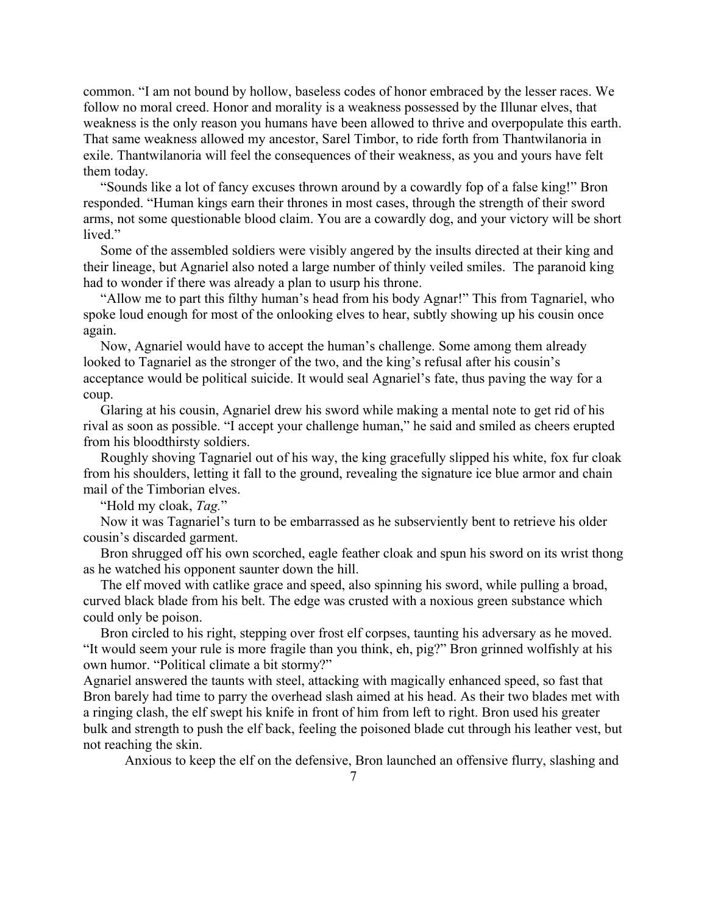common. “I am not bound by hollow, baseless codes of honor embraced by the lesser races. We follow no moral creed. Honor and morality is a weakness possessed by the Illunar elves, that weakness is the only reason you humans have been allowed to thrive and overpopulate this earth. That same weakness allowed my ancestor, Sarel Timbor, to ride forth from Thantwilanoria in exile. Thantwilanoria will feel the consequences of their weakness, as you and yours have felt them today.

“Sounds like a lot of fancy excuses thrown around by a cowardly fop of a false king!” Bron responded. “Human kings earn their thrones in most cases, through the strength of their sword arms, not some questionable blood claim. You are a cowardly dog, and your victory will be short lived.”

Some of the assembled soldiers were visibly angered by the insults directed at their king and their lineage, but Agnariel also noted a large number of thinly veiled smiles. The paranoid king had to wonder if there was already a plan to usurp his throne.

“Allow me to part this filthy human’s head from his body Agnar!” This from Tagnariel, who spoke loud enough for most of the onlooking elves to hear, subtly showing up his cousin once again.

Now, Agnariel would have to accept the human’s challenge. Some among them already looked to Tagnariel as the stronger of the two, and the king’s refusal after his cousin’s acceptance would be political suicide. It would seal Agnariel’s fate, thus paving the way for a coup.

Glaring at his cousin, Agnariel drew his sword while making a mental note to get rid of his rival as soon as possible. “I accept your challenge human,” he said and smiled as cheers erupted from his bloodthirsty soldiers.

Roughly shoving Tagnariel out of his way, the king gracefully slipped his white, fox fur cloak from his shoulders, letting it fall to the ground, revealing the signature ice blue armor and chain mail of the Timborian elves.

“Hold my cloak, *Tag.*”

Now it was Tagnariel’s turn to be embarrassed as he subserviently bent to retrieve his older cousin’s discarded garment.

Bron shrugged off his own scorched, eagle feather cloak and spun his sword on its wrist thong as he watched his opponent saunter down the hill.

The elf moved with catlike grace and speed, also spinning his sword, while pulling a broad, curved black blade from his belt. The edge was crusted with a noxious green substance which could only be poison.

Bron circled to his right, stepping over frost elf corpses, taunting his adversary as he moved. “It would seem your rule is more fragile than you think, eh, pig?” Bron grinned wolfishly at his own humor. “Political climate a bit stormy?”

Agnariel answered the taunts with steel, attacking with magically enhanced speed, so fast that Bron barely had time to parry the overhead slash aimed at his head. As their two blades met with a ringing clash, the elf swept his knife in front of him from left to right. Bron used his greater bulk and strength to push the elf back, feeling the poisoned blade cut through his leather vest, but not reaching the skin.

Anxious to keep the elf on the defensive, Bron launched an offensive flurry, slashing and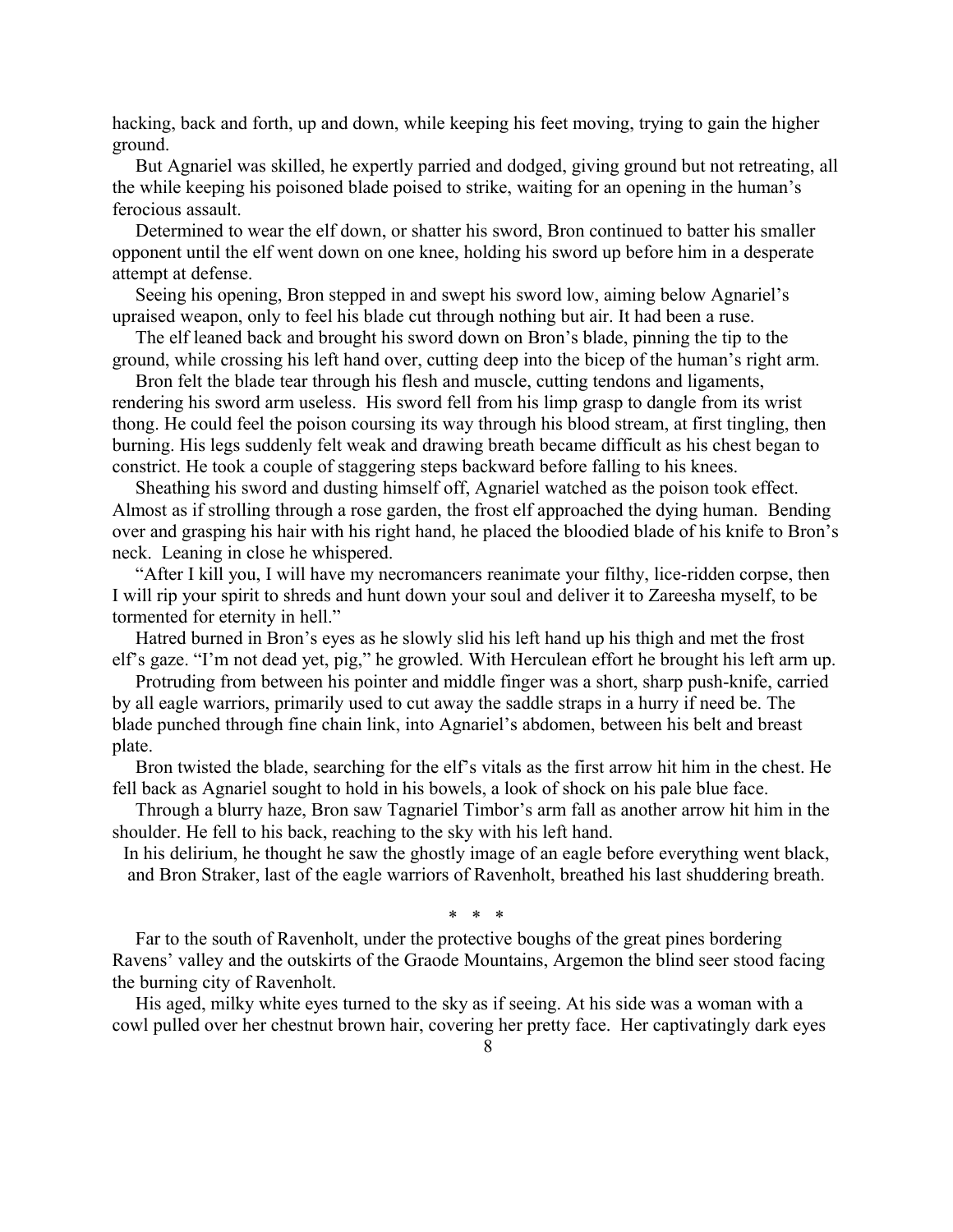hacking, back and forth, up and down, while keeping his feet moving, trying to gain the higher ground.

But Agnariel was skilled, he expertly parried and dodged, giving ground but not retreating, all the while keeping his poisoned blade poised to strike, waiting for an opening in the human's ferocious assault.

Determined to wear the elf down, or shatter his sword, Bron continued to batter his smaller opponent until the elf went down on one knee, holding his sword up before him in a desperate attempt at defense.

Seeing his opening, Bron stepped in and swept his sword low, aiming below Agnariel's upraised weapon, only to feel his blade cut through nothing but air. It had been a ruse.

The elf leaned back and brought his sword down on Bron's blade, pinning the tip to the ground, while crossing his left hand over, cutting deep into the bicep of the human's right arm.

Bron felt the blade tear through his flesh and muscle, cutting tendons and ligaments, rendering his sword arm useless. His sword fell from his limp grasp to dangle from its wrist thong. He could feel the poison coursing its way through his blood stream, at first tingling, then burning. His legs suddenly felt weak and drawing breath became difficult as his chest began to constrict. He took a couple of staggering steps backward before falling to his knees.

Sheathing his sword and dusting himself off, Agnariel watched as the poison took effect. Almost as if strolling through a rose garden, the frost elf approached the dying human. Bending over and grasping his hair with his right hand, he placed the bloodied blade of his knife to Bron's neck. Leaning in close he whispered.

"After I kill you, I will have my necromancers reanimate your filthy, lice-ridden corpse, then I will rip your spirit to shreds and hunt down your soul and deliver it to Zareesha myself, to be tormented for eternity in hell."

Hatred burned in Bron's eyes as he slowly slid his left hand up his thigh and met the frost elf's gaze. "I'm not dead yet, pig," he growled. With Herculean effort he brought his left arm up.

Protruding from between his pointer and middle finger was a short, sharp push-knife, carried by all eagle warriors, primarily used to cut away the saddle straps in a hurry if need be. The blade punched through fine chain link, into Agnariel's abdomen, between his belt and breast plate.

Bron twisted the blade, searching for the elf's vitals as the first arrow hit him in the chest. He fell back as Agnariel sought to hold in his bowels, a look of shock on his pale blue face.

Through a blurry haze, Bron saw Tagnariel Timbor's arm fall as another arrow hit him in the shoulder. He fell to his back, reaching to the sky with his left hand.

In his delirium, he thought he saw the ghostly image of an eagle before everything went black, and Bron Straker, last of the eagle warriors of Ravenholt, breathed his last shuddering breath.

\* \* \*

Far to the south of Ravenholt, under the protective boughs of the great pines bordering Ravens' valley and the outskirts of the Graode Mountains, Argemon the blind seer stood facing the burning city of Ravenholt.

His aged, milky white eyes turned to the sky as if seeing. At his side was a woman with a cowl pulled over her chestnut brown hair, covering her pretty face. Her captivatingly dark eyes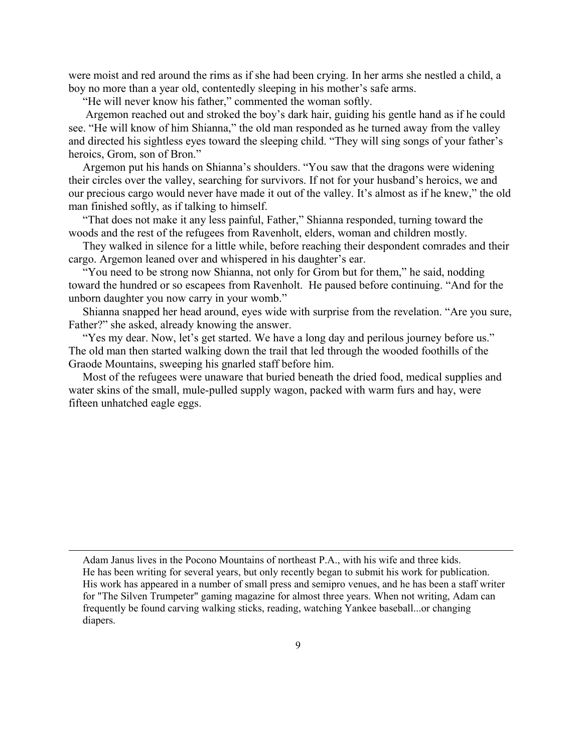were moist and red around the rims as if she had been crying. In her arms she nestled a child, a boy no more than a year old, contentedly sleeping in his mother's safe arms.

"He will never know his father," commented the woman softly.

Argemon reached out and stroked the boy's dark hair, guiding his gentle hand as if he could see. "He will know of him Shianna," the old man responded as he turned away from the valley and directed his sightless eyes toward the sleeping child. "They will sing songs of your father's heroics, Grom, son of Bron."

Argemon put his hands on Shianna's shoulders. "You saw that the dragons were widening their circles over the valley, searching for survivors. If not for your husband's heroics, we and our precious cargo would never have made it out of the valley. It's almost as if he knew," the old man finished softly, as if talking to himself.

"That does not make it any less painful, Father," Shianna responded, turning toward the woods and the rest of the refugees from Ravenholt, elders, woman and children mostly.

They walked in silence for a little while, before reaching their despondent comrades and their cargo. Argemon leaned over and whispered in his daughter's ear.

"You need to be strong now Shianna, not only for Grom but for them," he said, nodding toward the hundred or so escapees from Ravenholt. He paused before continuing. "And for the unborn daughter you now carry in your womb."

Shianna snapped her head around, eyes wide with surprise from the revelation. "Are you sure, Father?" she asked, already knowing the answer.

"Yes my dear. Now, let's get started. We have a long day and perilous journey before us." The old man then started walking down the trail that led through the wooded foothills of the Graode Mountains, sweeping his gnarled staff before him.

Most of the refugees were unaware that buried beneath the dried food, medical supplies and water skins of the small, mule-pulled supply wagon, packed with warm furs and hay, were fifteen unhatched eagle eggs.

---

Adam Janus lives in the Pocono Mountains of northeast P.A., with his wife and three kids. He has been writing for several years, but only recently began to submit his work for publication. His work has appeared in a number of small press and semipro venues, and he has been a staff writer for "The Silven Trumpeter" gaming magazine for almost three years. When not writing, Adam can frequently be found carving walking sticks, reading, watching Yankee baseball...or changing diapers.